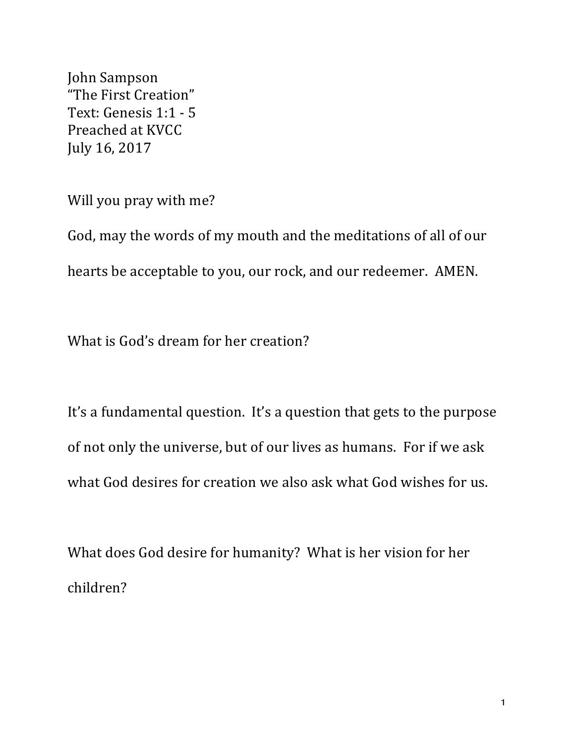John Sampson
"The First Creation"
Text: Genesis 1:1 - 5
Preached at KVCC
July 16, 2017

Will you pray with me?

God, may the words of my mouth and the meditations of all of our hearts be acceptable to you, our rock, and our redeemer. AMEN.

What is God's dream for her creation?

It's a fundamental question. It's a question that gets to the purpose of not only the universe, but of our lives as humans. For if we ask what God desires for creation we also ask what God wishes for us.

What does God desire for humanity? What is her vision for her children?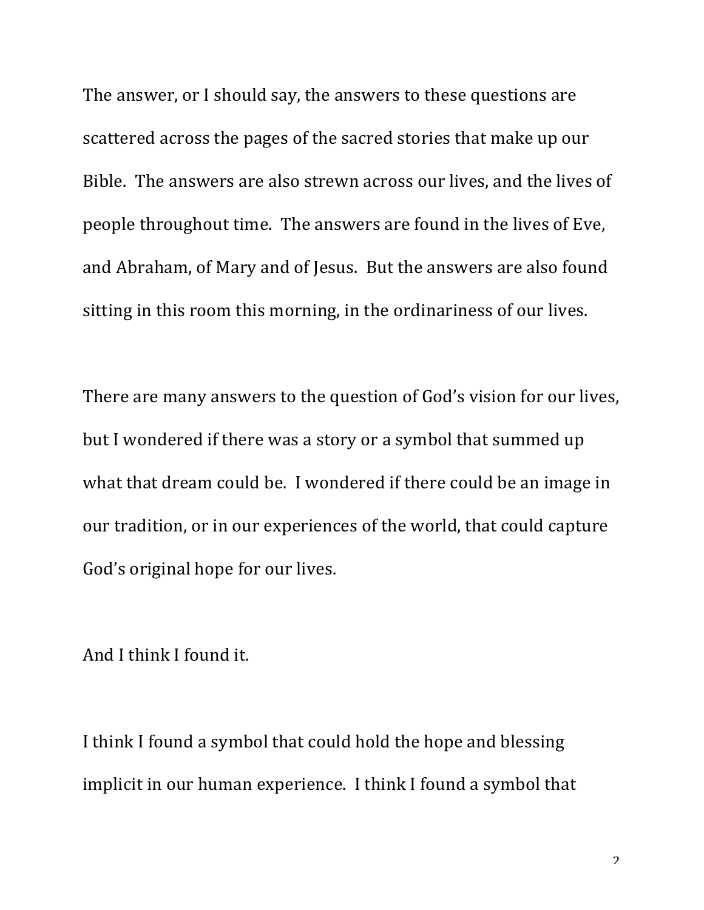The answer, or I should say, the answers to these questions are scattered across the pages of the sacred stories that make up our Bible. The answers are also strewn across our lives, and the lives of people throughout time. The answers are found in the lives of Eve, and Abraham, of Mary and of Jesus. But the answers are also found sitting in this room this morning, in the ordinariness of our lives.

There are many answers to the question of God's vision for our lives, but I wondered if there was a story or a symbol that summed up what that dream could be. I wondered if there could be an image in our tradition, or in our experiences of the world, that could capture God's original hope for our lives.

And I think I found it.

I think I found a symbol that could hold the hope and blessing implicit in our human experience. I think I found a symbol that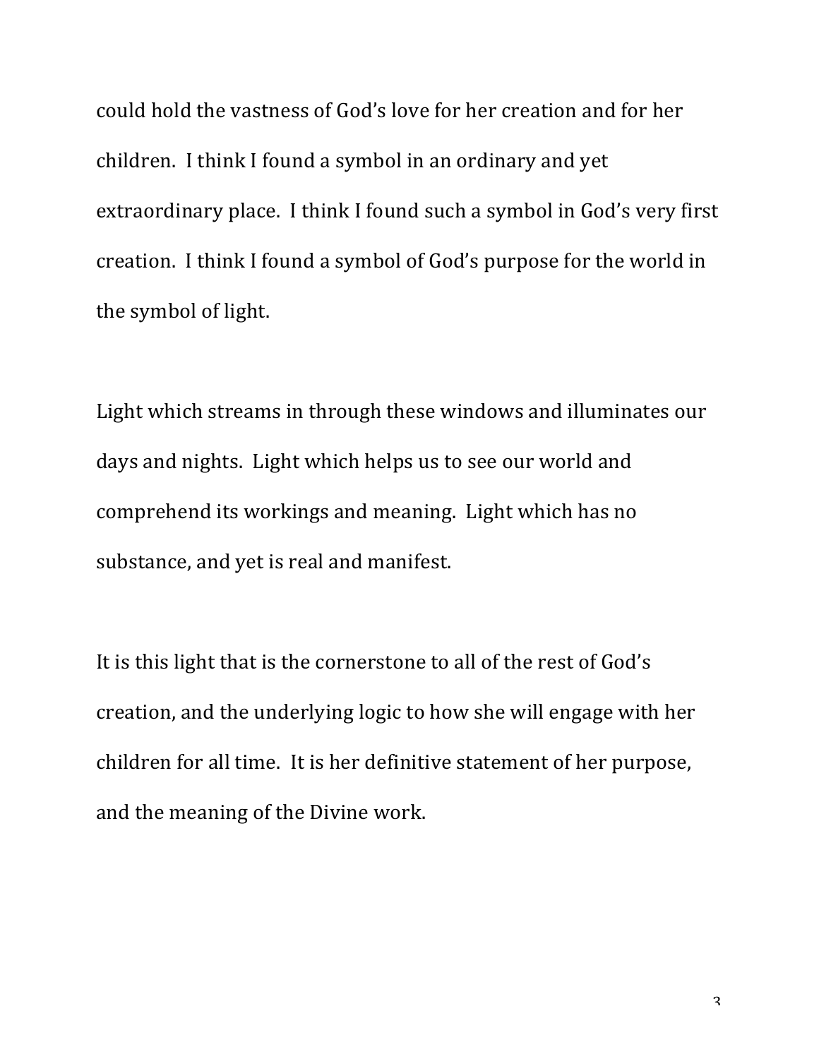could hold the vastness of God's love for her creation and for her children. I think I found a symbol in an ordinary and yet extraordinary place. I think I found such a symbol in God's very first creation. I think I found a symbol of God's purpose for the world in the symbol of light.

Light which streams in through these windows and illuminates our days and nights. Light which helps us to see our world and comprehend its workings and meaning. Light which has no substance, and yet is real and manifest.

It is this light that is the cornerstone to all of the rest of God's creation, and the underlying logic to how she will engage with her children for all time. It is her definitive statement of her purpose, and the meaning of the Divine work.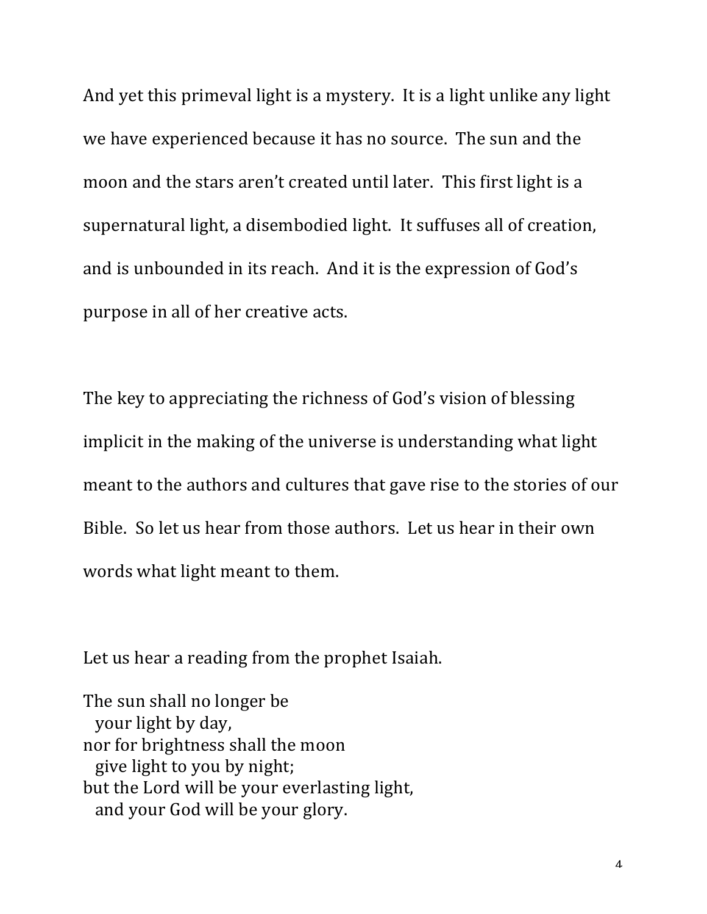And yet this primeval light is a mystery. It is a light unlike any light we have experienced because it has no source. The sun and the moon and the stars aren't created until later. This first light is a supernatural light, a disembodied light. It suffuses all of creation, and is unbounded in its reach. And it is the expression of God's purpose in all of her creative acts.

The key to appreciating the richness of God's vision of blessing implicit in the making of the universe is understanding what light meant to the authors and cultures that gave rise to the stories of our Bible. So let us hear from those authors. Let us hear in their own words what light meant to them.

Let us hear a reading from the prophet Isaiah.

The sun shall no longer be  
  your light by day,  
nor for brightness shall the moon  
  give light to you by night;  
but the Lord will be your everlasting light,  
  and your God will be your glory.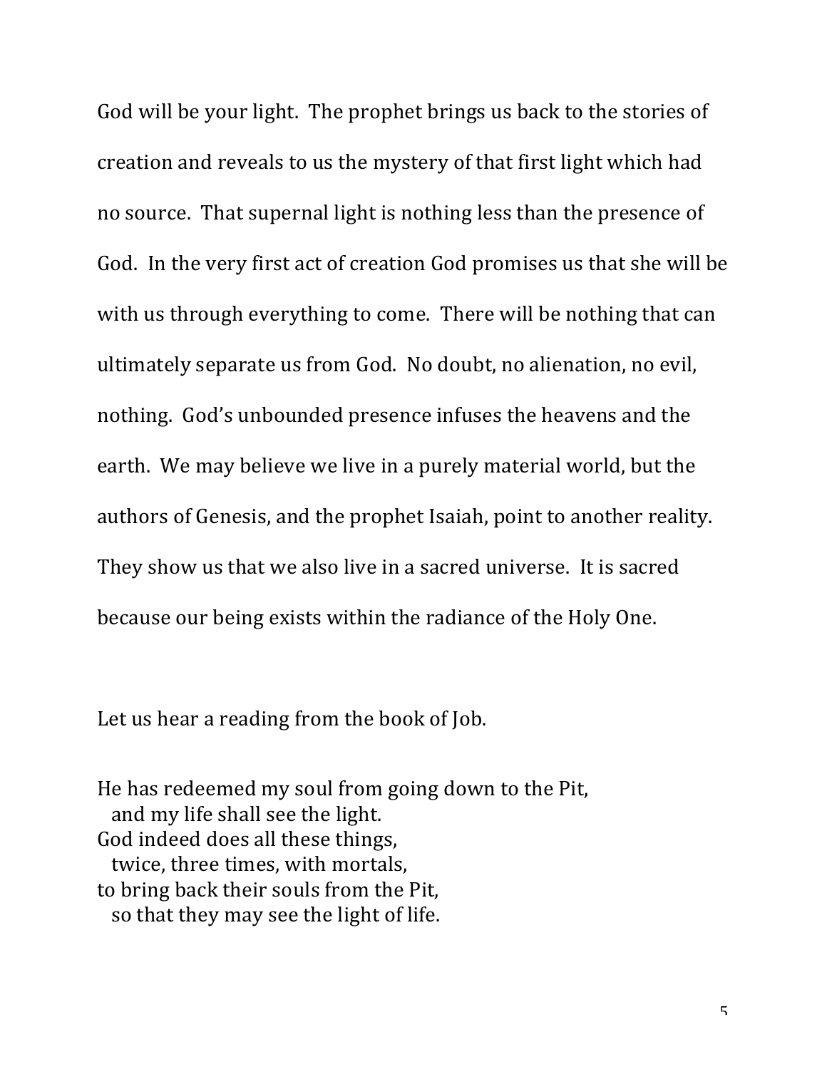God will be your light. The prophet brings us back to the stories of creation and reveals to us the mystery of that first light which had no source. That supernal light is nothing less than the presence of God. In the very first act of creation God promises us that she will be with us through everything to come. There will be nothing that can ultimately separate us from God. No doubt, no alienation, no evil, nothing. God's unbounded presence infuses the heavens and the earth. We may believe we live in a purely material world, but the authors of Genesis, and the prophet Isaiah, point to another reality. They show us that we also live in a sacred universe. It is sacred because our being exists within the radiance of the Holy One.

Let us hear a reading from the book of Job.

He has redeemed my soul from going down to the Pit,  
  and my life shall see the light.  
God indeed does all these things,  
  twice, three times, with mortals,  
to bring back their souls from the Pit,  
  so that they may see the light of life.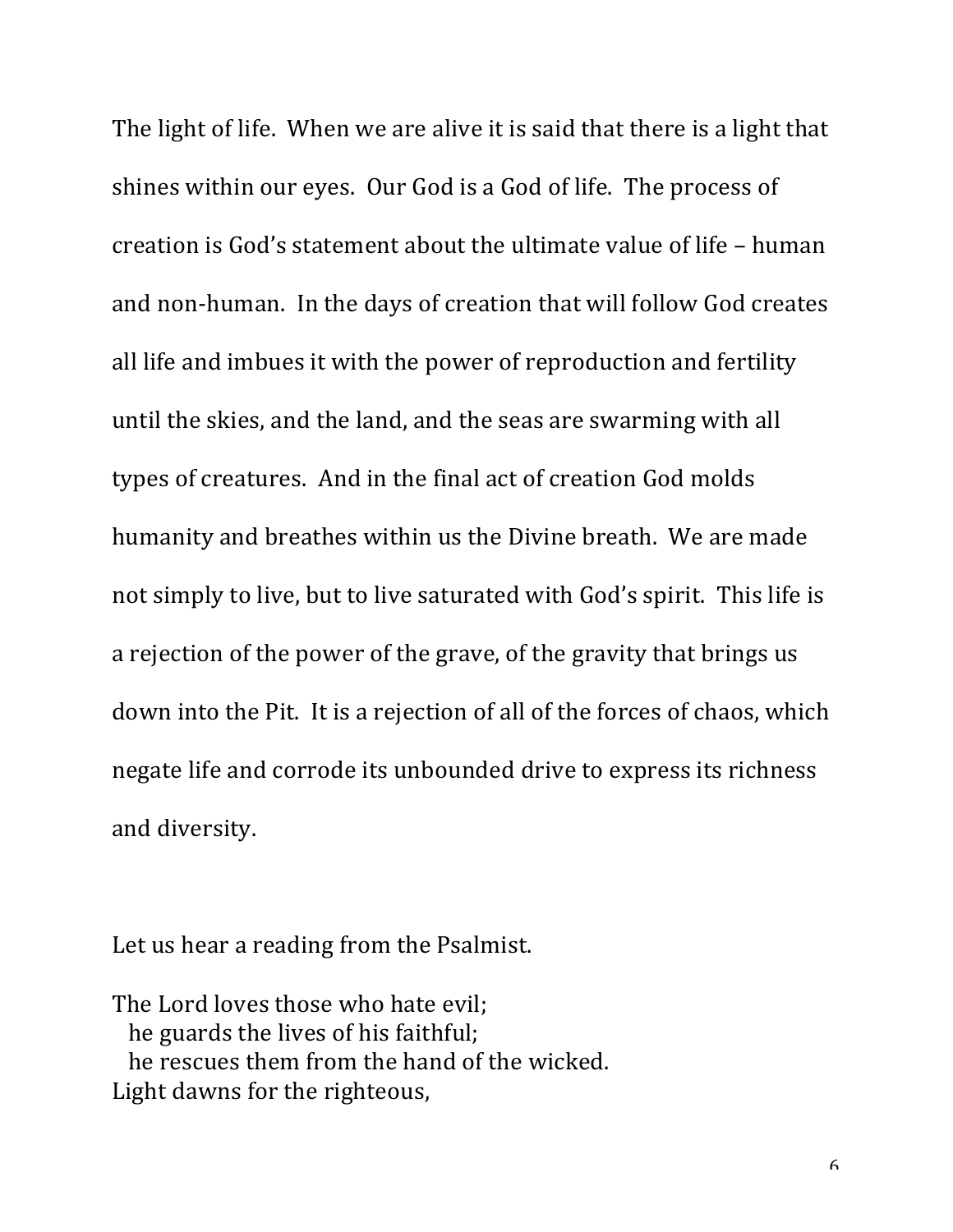The light of life. When we are alive it is said that there is a light that shines within our eyes. Our God is a God of life. The process of creation is God's statement about the ultimate value of life – human and non-human. In the days of creation that will follow God creates all life and imbues it with the power of reproduction and fertility until the skies, and the land, and the seas are swarming with all types of creatures. And in the final act of creation God molds humanity and breathes within us the Divine breath. We are made not simply to live, but to live saturated with God's spirit. This life is a rejection of the power of the grave, of the gravity that brings us down into the Pit. It is a rejection of all of the forces of chaos, which negate life and corrode its unbounded drive to express its richness and diversity.

Let us hear a reading from the Psalmist.

The Lord loves those who hate evil;  
  he guards the lives of his faithful;  
  he rescues them from the hand of the wicked.  
Light dawns for the righteous,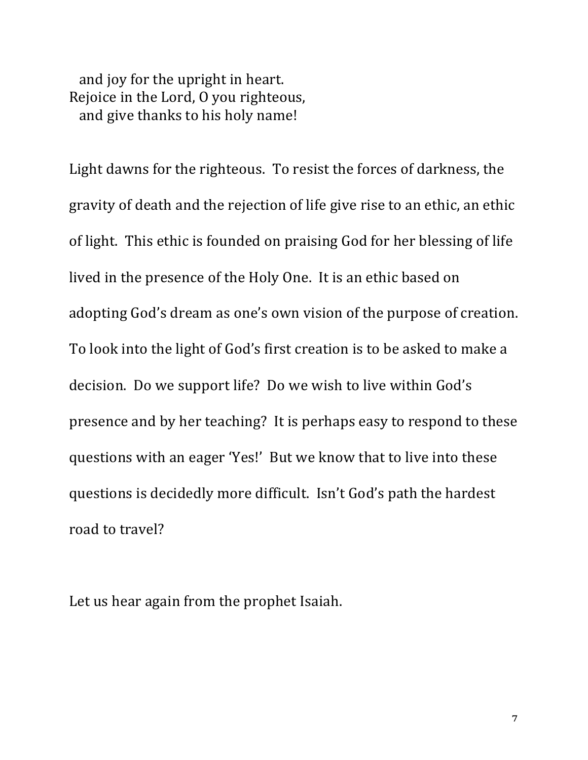and joy for the upright in heart.  
Rejoice in the Lord, O you righteous,  
and give thanks to his holy name!

Light dawns for the righteous. To resist the forces of darkness, the gravity of death and the rejection of life give rise to an ethic, an ethic of light. This ethic is founded on praising God for her blessing of life lived in the presence of the Holy One. It is an ethic based on adopting God's dream as one's own vision of the purpose of creation. To look into the light of God's first creation is to be asked to make a decision. Do we support life? Do we wish to live within God's presence and by her teaching? It is perhaps easy to respond to these questions with an eager 'Yes!' But we know that to live into these questions is decidedly more difficult. Isn't God's path the hardest road to travel?

Let us hear again from the prophet Isaiah.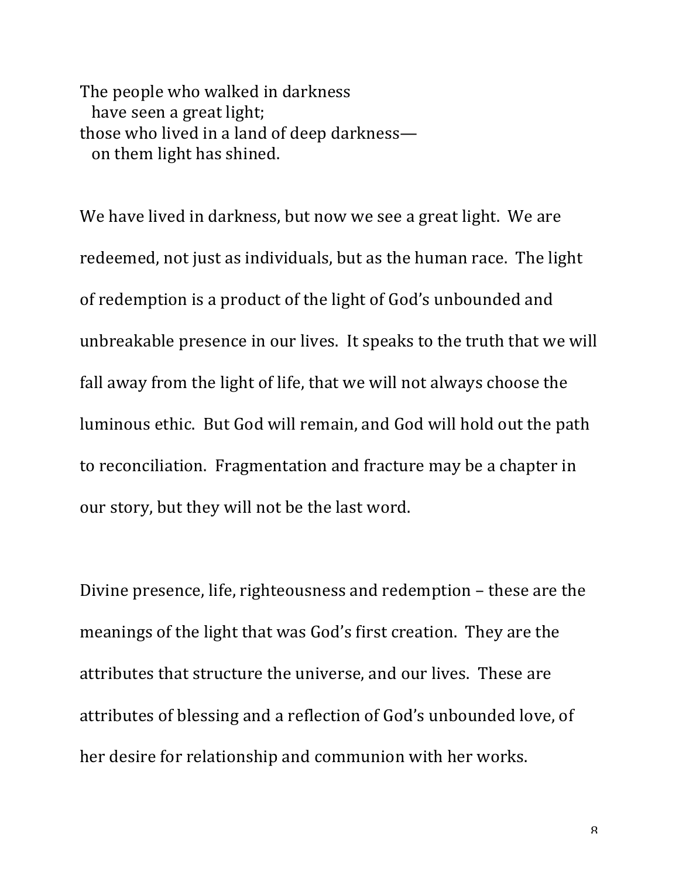The people who walked in darkness  
  have seen a great light;  
those who lived in a land of deep darkness—  
  on them light has shined.

We have lived in darkness, but now we see a great light. We are redeemed, not just as individuals, but as the human race. The light of redemption is a product of the light of God's unbounded and unbreakable presence in our lives. It speaks to the truth that we will fall away from the light of life, that we will not always choose the luminous ethic. But God will remain, and God will hold out the path to reconciliation. Fragmentation and fracture may be a chapter in our story, but they will not be the last word.

Divine presence, life, righteousness and redemption – these are the meanings of the light that was God's first creation. They are the attributes that structure the universe, and our lives. These are attributes of blessing and a reflection of God's unbounded love, of her desire for relationship and communion with her works.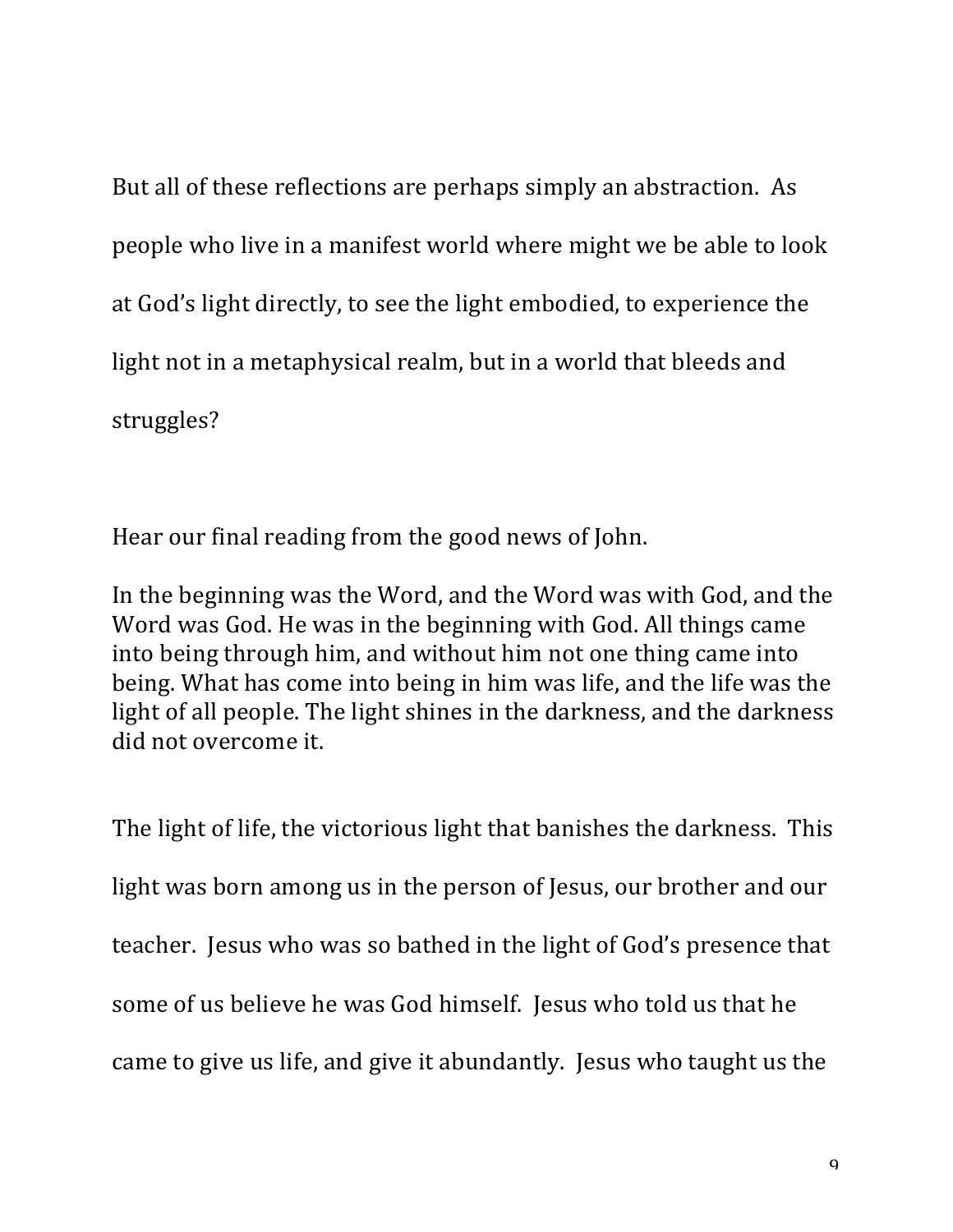But all of these reflections are perhaps simply an abstraction. As people who live in a manifest world where might we be able to look at God's light directly, to see the light embodied, to experience the light not in a metaphysical realm, but in a world that bleeds and struggles?

Hear our final reading from the good news of John.

In the beginning was the Word, and the Word was with God, and the Word was God. He was in the beginning with God. All things came into being through him, and without him not one thing came into being. What has come into being in him was life, and the life was the light of all people. The light shines in the darkness, and the darkness did not overcome it.

The light of life, the victorious light that banishes the darkness. This light was born among us in the person of Jesus, our brother and our teacher. Jesus who was so bathed in the light of God's presence that some of us believe he was God himself. Jesus who told us that he came to give us life, and give it abundantly. Jesus who taught us the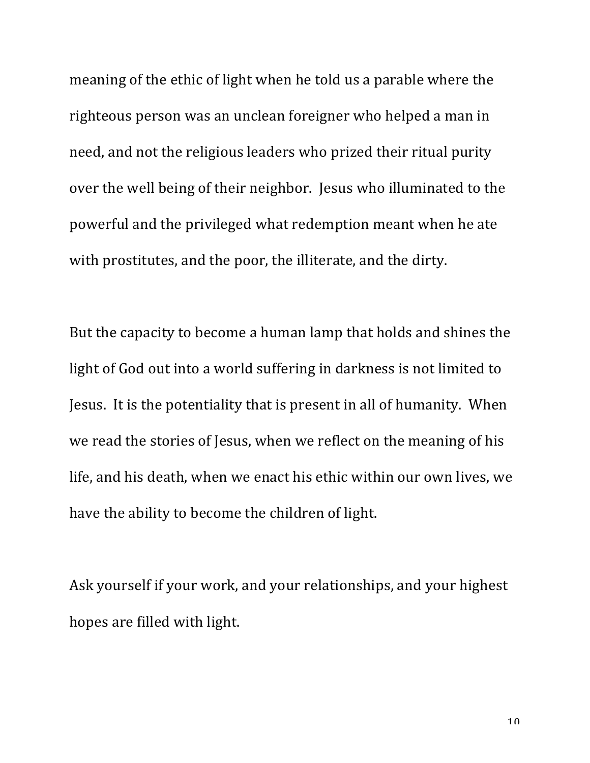meaning of the ethic of light when he told us a parable where the righteous person was an unclean foreigner who helped a man in need, and not the religious leaders who prized their ritual purity over the well being of their neighbor.  Jesus who illuminated to the powerful and the privileged what redemption meant when he ate with prostitutes, and the poor, the illiterate, and the dirty.

But the capacity to become a human lamp that holds and shines the light of God out into a world suffering in darkness is not limited to Jesus.  It is the potentiality that is present in all of humanity.  When we read the stories of Jesus, when we reflect on the meaning of his life, and his death, when we enact his ethic within our own lives, we have the ability to become the children of light.

Ask yourself if your work, and your relationships, and your highest hopes are filled with light.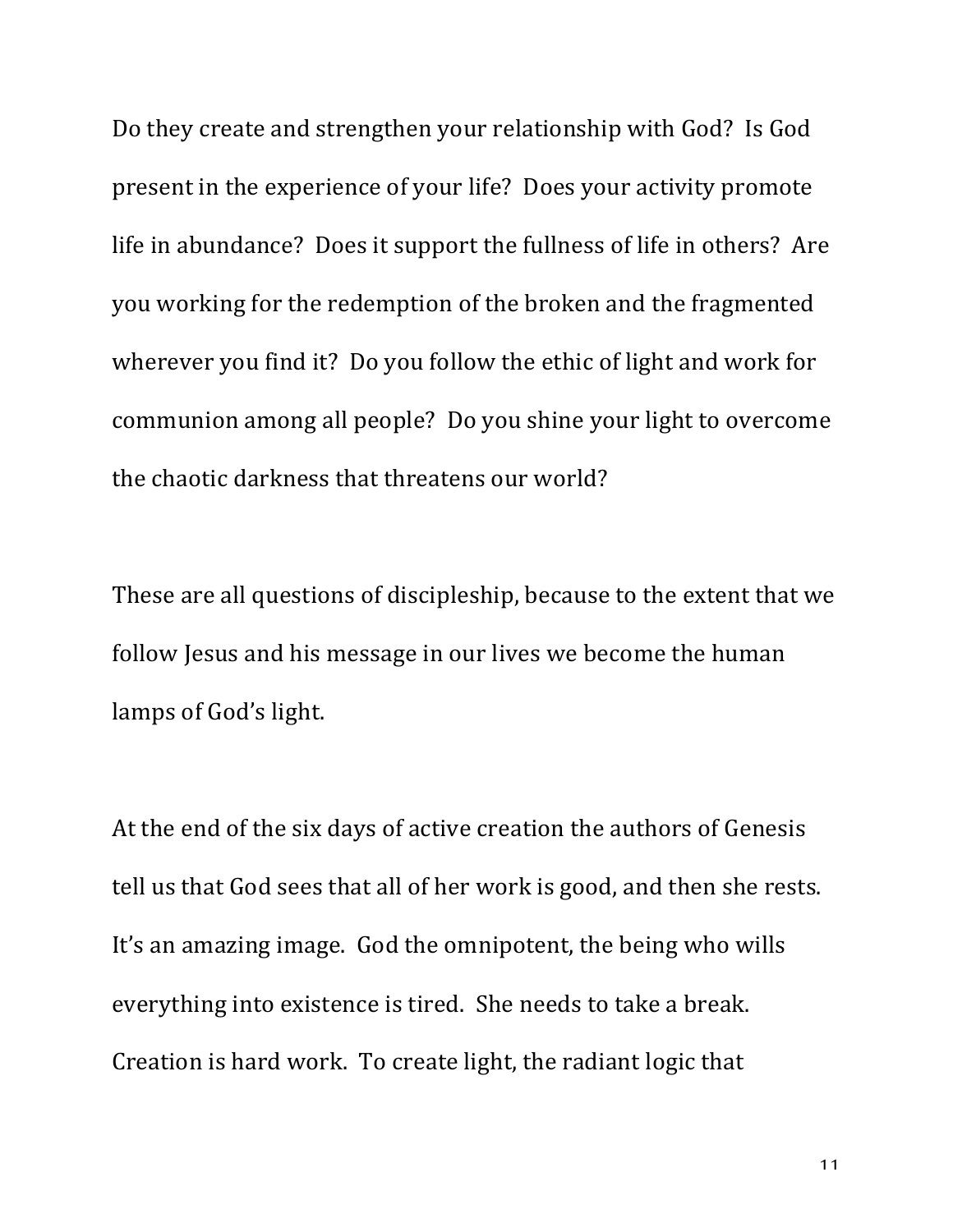Do they create and strengthen your relationship with God? Is God present in the experience of your life? Does your activity promote life in abundance? Does it support the fullness of life in others? Are you working for the redemption of the broken and the fragmented wherever you find it? Do you follow the ethic of light and work for communion among all people? Do you shine your light to overcome the chaotic darkness that threatens our world?

These are all questions of discipleship, because to the extent that we follow Jesus and his message in our lives we become the human lamps of God's light.

At the end of the six days of active creation the authors of Genesis tell us that God sees that all of her work is good, and then she rests. It's an amazing image. God the omnipotent, the being who wills everything into existence is tired. She needs to take a break. Creation is hard work. To create light, the radiant logic that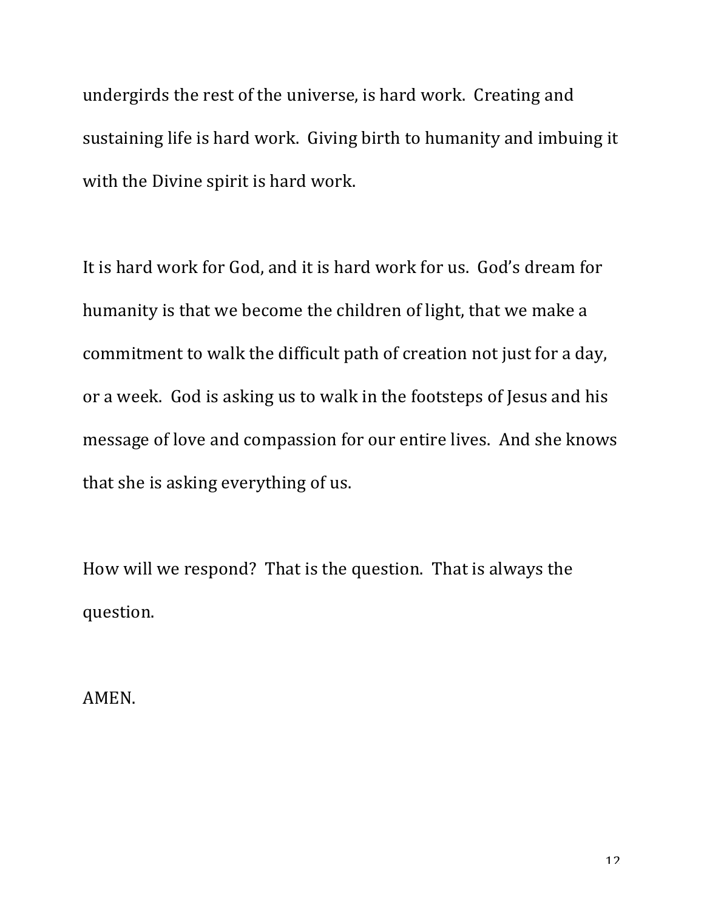undergirds the rest of the universe, is hard work. Creating and sustaining life is hard work. Giving birth to humanity and imbuing it with the Divine spirit is hard work.

It is hard work for God, and it is hard work for us. God's dream for humanity is that we become the children of light, that we make a commitment to walk the difficult path of creation not just for a day, or a week. God is asking us to walk in the footsteps of Jesus and his message of love and compassion for our entire lives. And she knows that she is asking everything of us.

How will we respond? That is the question. That is always the question.

AMEN.